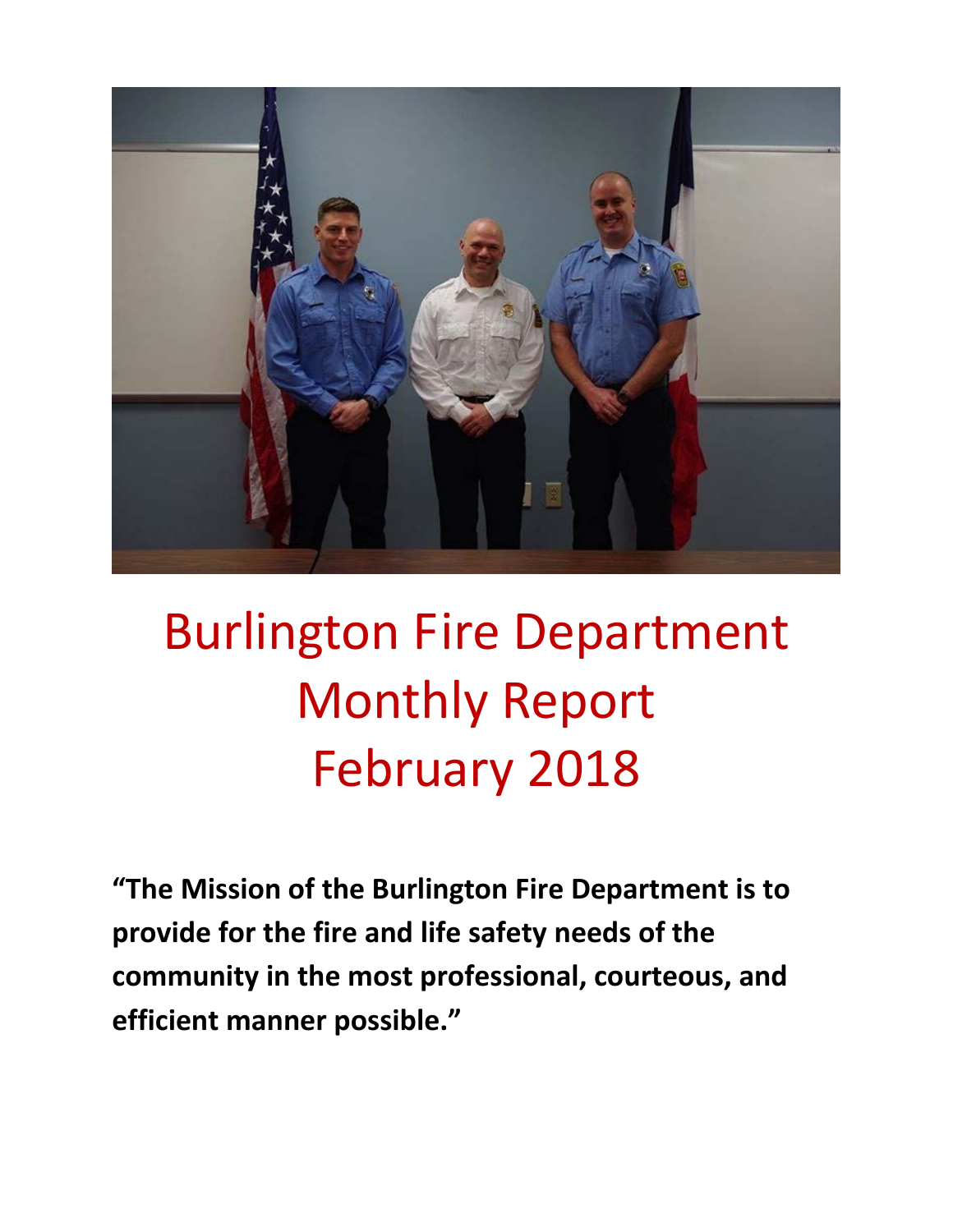# Burlington Fire Department Monthly Report February 2018

**"The Mission of the Burlington Fire Department is to provide for the fire and life safety needs of the community in the most professional, courteous, and efficient manner possible."**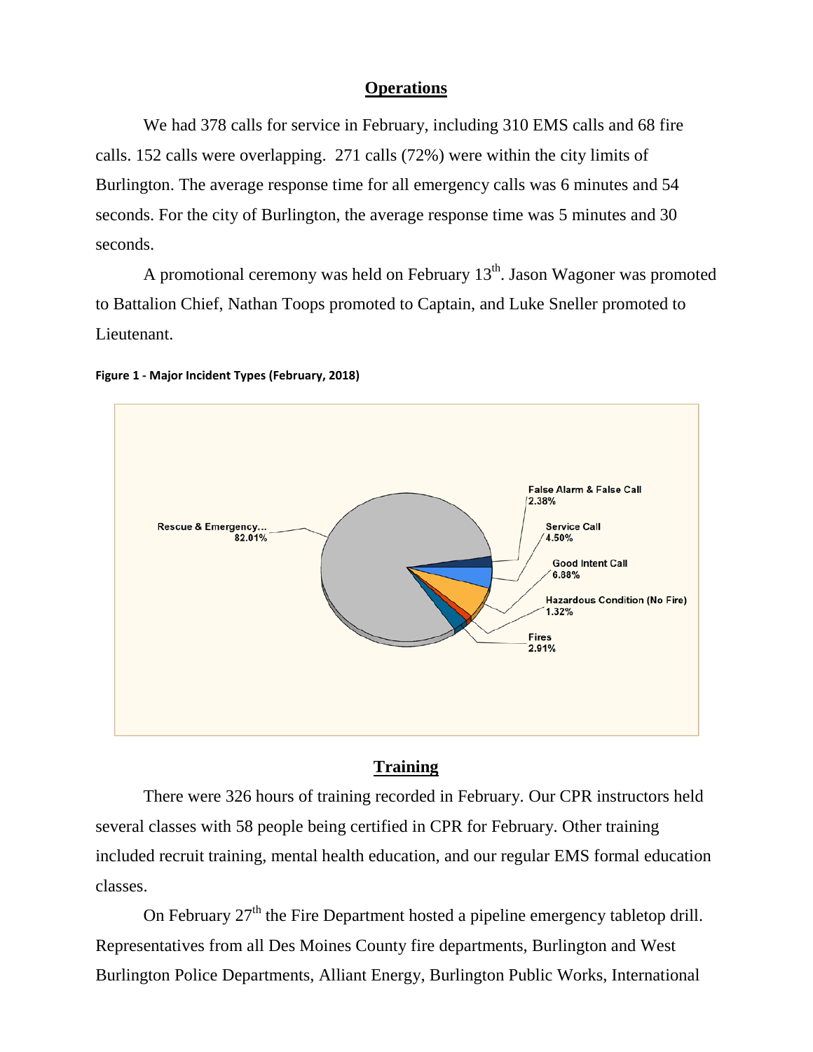## Operations

We had 378 calls for service in February, including 310 EMS calls and 68 fire calls. 152 calls were overlapping. 271 calls (72%) were within the city limits of Burlington. The average response time for all emergency calls was 6 minutes and 54 seconds. For the city of Burlington, the average response time was 5 minutes and 30 seconds.

A promotional ceremony was held on February 13th. Jason Wagoner was promoted to Battalion Chief, Nathan Toops promoted to Captain, and Luke Sneller promoted to Lieutenant.

**Figure 1 - Major Incident Types (February, 2018)**

Rescue & Emergency... 82.01%

False Alarm & False Call 2.38%

Service Call 4.50%

Good Intent Call 6.88%

Hazardous Condition (No Fire) 1.32%

Fires 2.91%

## Training

There were 326 hours of training recorded in February. Our CPR instructors held several classes with 58 people being certified in CPR for February. Other training included recruit training, mental health education, and our regular EMS formal education classes.

On February 27th the Fire Department hosted a pipeline emergency tabletop drill. Representatives from all Des Moines County fire departments, Burlington and West Burlington Police Departments, Alliant Energy, Burlington Public Works, International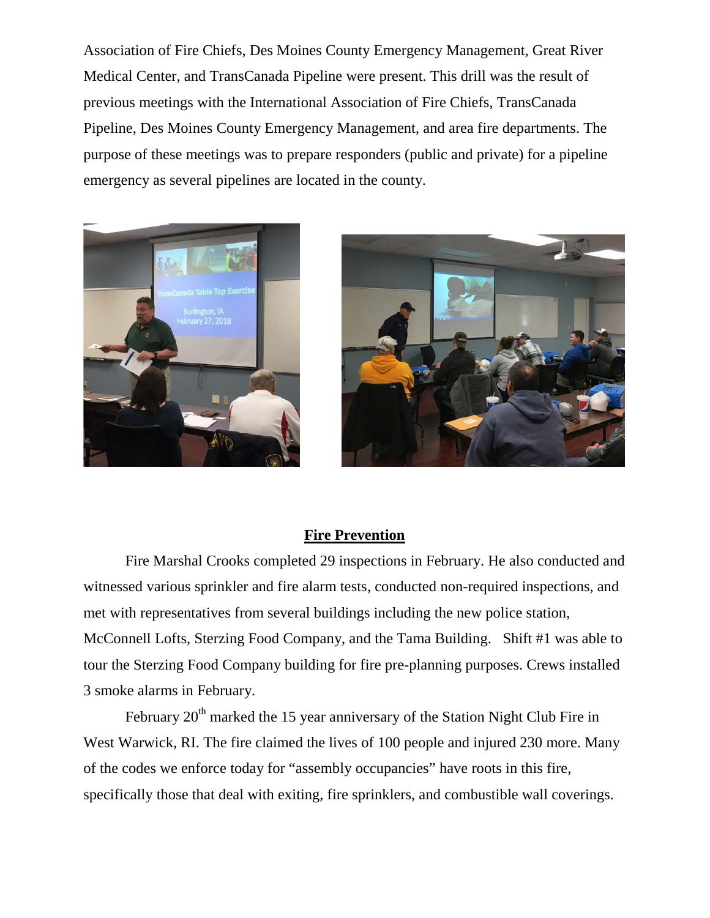Association of Fire Chiefs, Des Moines County Emergency Management, Great River Medical Center, and TransCanada Pipeline were present. This drill was the result of previous meetings with the International Association of Fire Chiefs, TransCanada Pipeline, Des Moines County Emergency Management, and area fire departments. The purpose of these meetings was to prepare responders (public and private) for a pipeline emergency as several pipelines are located in the county.

## Fire Prevention

Fire Marshal Crooks completed 29 inspections in February. He also conducted and witnessed various sprinkler and fire alarm tests, conducted non-required inspections, and met with representatives from several buildings including the new police station, McConnell Lofts, Sterzing Food Company, and the Tama Building. Shift #1 was able to tour the Sterzing Food Company building for fire pre-planning purposes. Crews installed 3 smoke alarms in February.

February 20th marked the 15 year anniversary of the Station Night Club Fire in West Warwick, RI. The fire claimed the lives of 100 people and injured 230 more. Many of the codes we enforce today for "assembly occupancies" have roots in this fire, specifically those that deal with exiting, fire sprinklers, and combustible wall coverings.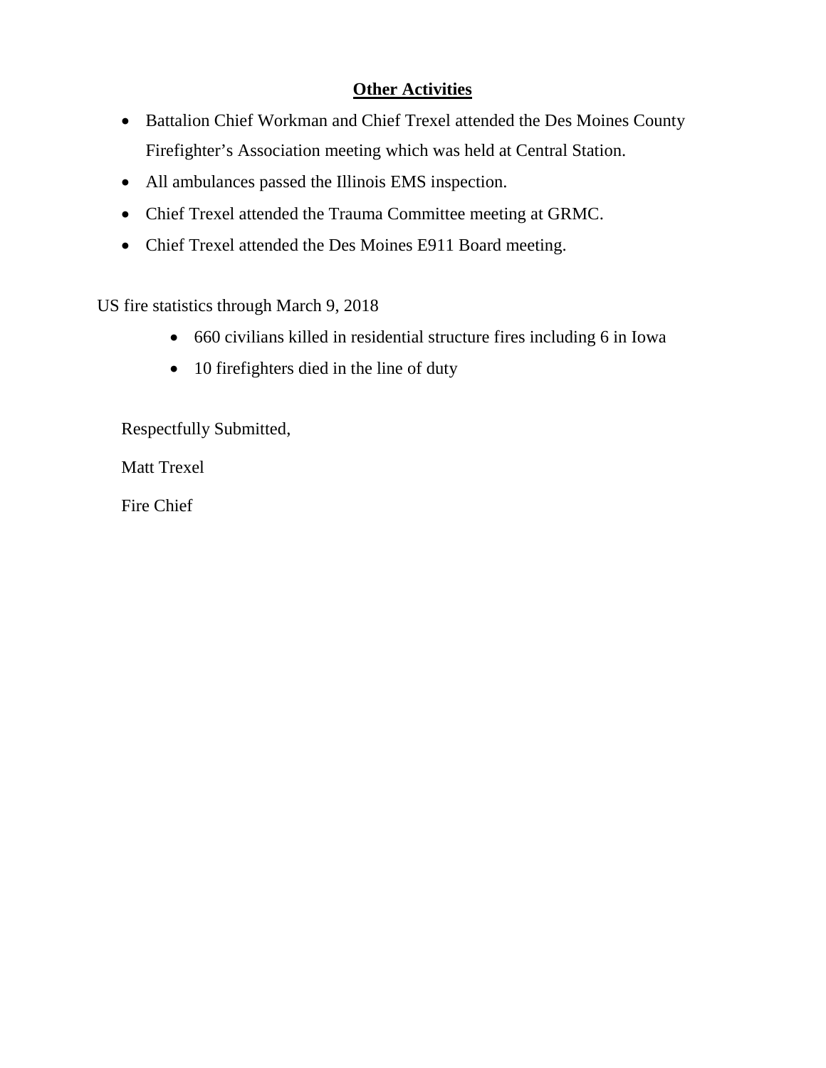## **Other Activities**

- Battalion Chief Workman and Chief Trexel attended the Des Moines County Firefighter's Association meeting which was held at Central Station.
- All ambulances passed the Illinois EMS inspection.
- Chief Trexel attended the Trauma Committee meeting at GRMC.
- Chief Trexel attended the Des Moines E911 Board meeting.

US fire statistics through March 9, 2018

- 660 civilians killed in residential structure fires including 6 in Iowa
- 10 firefighters died in the line of duty

Respectfully Submitted,

Matt Trexel

Fire Chief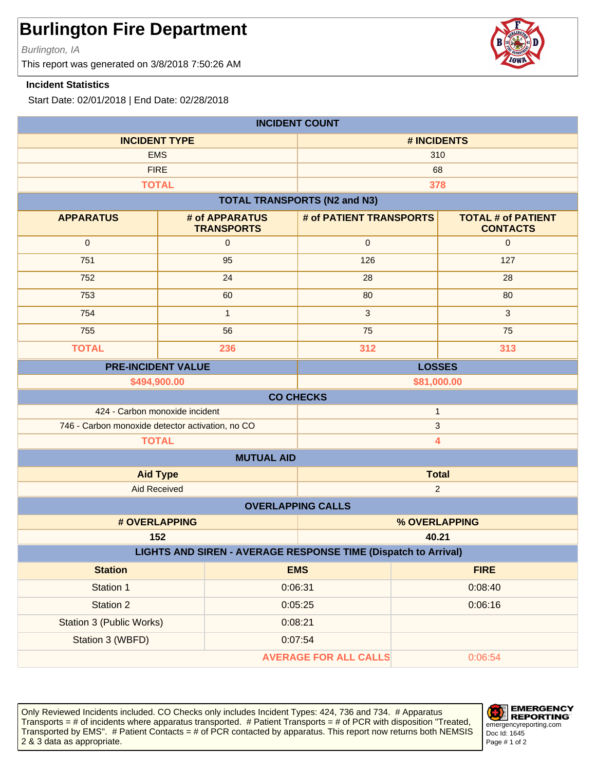# Burlington Fire Department

*Burlington, IA*

This report was generated on 3/8/2018 7:50:26 AM

**Incident Statistics**

Start Date: 02/01/2018 | End Date: 02/28/2018

## INCIDENT COUNT

| INCIDENT TYPE | # INCIDENTS |
|---|---|
| EMS | 310 |
| FIRE | 68 |
| **TOTAL** | **378** |

## TOTAL TRANSPORTS (N2 and N3)

| APPARATUS | # of APPARATUS TRANSPORTS | # of PATIENT TRANSPORTS | TOTAL # of PATIENT CONTACTS |
|---|---|---|---|
| 0 | 0 | 0 | 0 |
| 751 | 95 | 126 | 127 |
| 752 | 24 | 28 | 28 |
| 753 | 60 | 80 | 80 |
| 754 | 1 | 3 | 3 |
| 755 | 56 | 75 | 75 |
| **TOTAL** | **236** | **312** | **313** |

| PRE-INCIDENT VALUE | LOSSES |
|---|---|
| **$494,900.00** | **$81,000.00** |

## CO CHECKS

| | |
|---|---|
| 424 - Carbon monoxide incident | 1 |
| 746 - Carbon monoxide detector activation, no CO | 3 |
| **TOTAL** | **4** |

## MUTUAL AID

| Aid Type | Total |
|---|---|
| Aid Received | 2 |

## OVERLAPPING CALLS

| # OVERLAPPING | % OVERLAPPING |
|---|---|
| **152** | **40.21** |

## LIGHTS AND SIREN - AVERAGE RESPONSE TIME (Dispatch to Arrival)

| Station | EMS | FIRE |
|---|---|---|
| Station 1 | 0:06:31 | 0:08:40 |
| Station 2 | 0:05:25 | 0:06:16 |
| Station 3 (Public Works) | 0:08:21 | |
| Station 3 (WBFD) | 0:07:54 | |
| | **AVERAGE FOR ALL CALLS** | 0:06:54 |

Only Reviewed Incidents included. CO Checks only includes Incident Types: 424, 736 and 734. # Apparatus Transports = # of incidents where apparatus transported. # Patient Transports = # of PCR with disposition "Treated, Transported by EMS". # Patient Contacts = # of PCR contacted by apparatus. This report now returns both NEMSIS 2 & 3 data as appropriate.

EMERGENCY REPORTING
emergencyreporting.com
Doc Id: 1645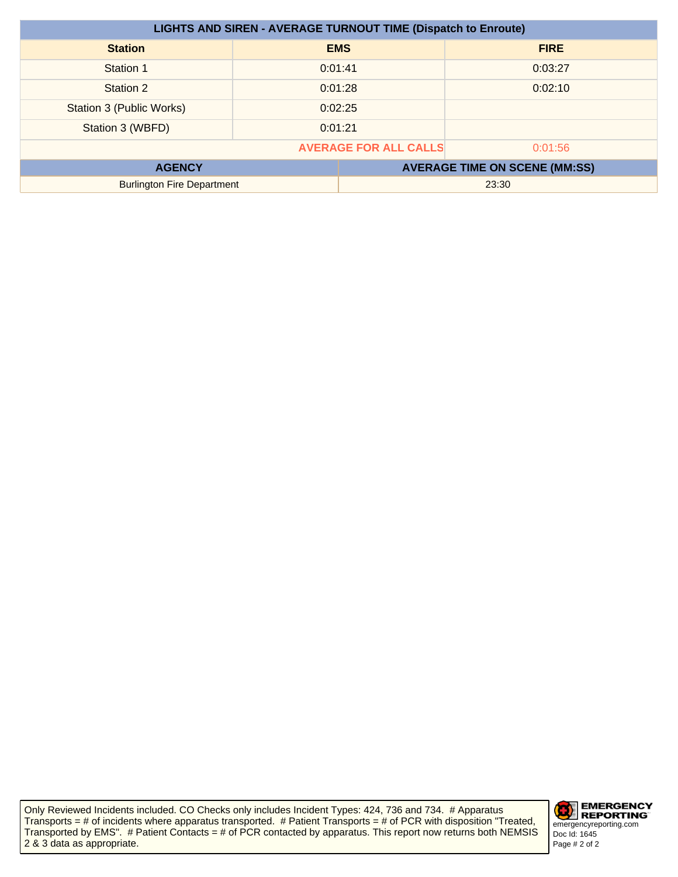| LIGHTS AND SIREN - AVERAGE TURNOUT TIME (Dispatch to Enroute) | | |
|---|---|---|
| **Station** | **EMS** | **FIRE** |
| Station 1 | 0:01:41 | 0:03:27 |
| Station 2 | 0:01:28 | 0:02:10 |
| Station 3 (Public Works) | 0:02:25 | |
| Station 3 (WBFD) | 0:01:21 | |
| | **AVERAGE FOR ALL CALLS** | 0:01:56 |

| AGENCY | AVERAGE TIME ON SCENE (MM:SS) |
|---|---|
| Burlington Fire Department | 23:30 |

Only Reviewed Incidents included. CO Checks only includes Incident Types: 424, 736 and 734. # Apparatus Transports = # of incidents where apparatus transported. # Patient Transports = # of PCR with disposition "Treated, Transported by EMS". # Patient Contacts = # of PCR contacted by apparatus. This report now returns both NEMSIS 2 & 3 data as appropriate.

EMERGENCY REPORTING
emergencyreporting.com
Doc Id: 1645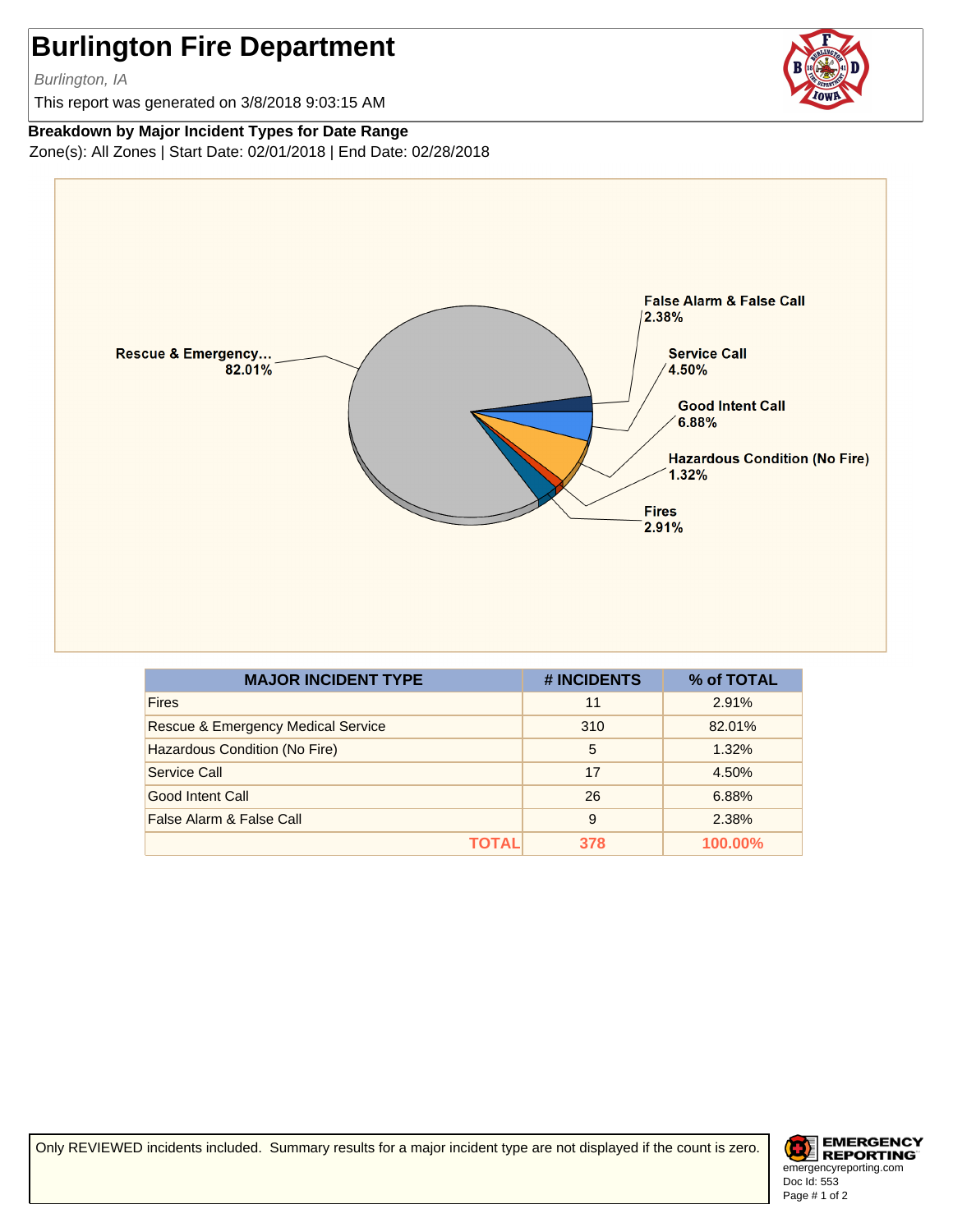# Burlington Fire Department

*Burlington, IA*

This report was generated on 3/8/2018 9:03:15 AM

**Breakdown by Major Incident Types for Date Range**

Zone(s): All Zones | Start Date: 02/01/2018 | End Date: 02/28/2018

| MAJOR INCIDENT TYPE | # INCIDENTS | % of TOTAL |
|---|---|---|
| Fires | 11 | 2.91% |
| Rescue & Emergency Medical Service | 310 | 82.01% |
| Hazardous Condition (No Fire) | 5 | 1.32% |
| Service Call | 17 | 4.50% |
| Good Intent Call | 26 | 6.88% |
| False Alarm & False Call | 9 | 2.38% |
| **TOTAL** | **378** | **100.00%** |

Only REVIEWED incidents included. Summary results for a major incident type are not displayed if the count is zero.

emergencyreporting.com
Doc Id: 553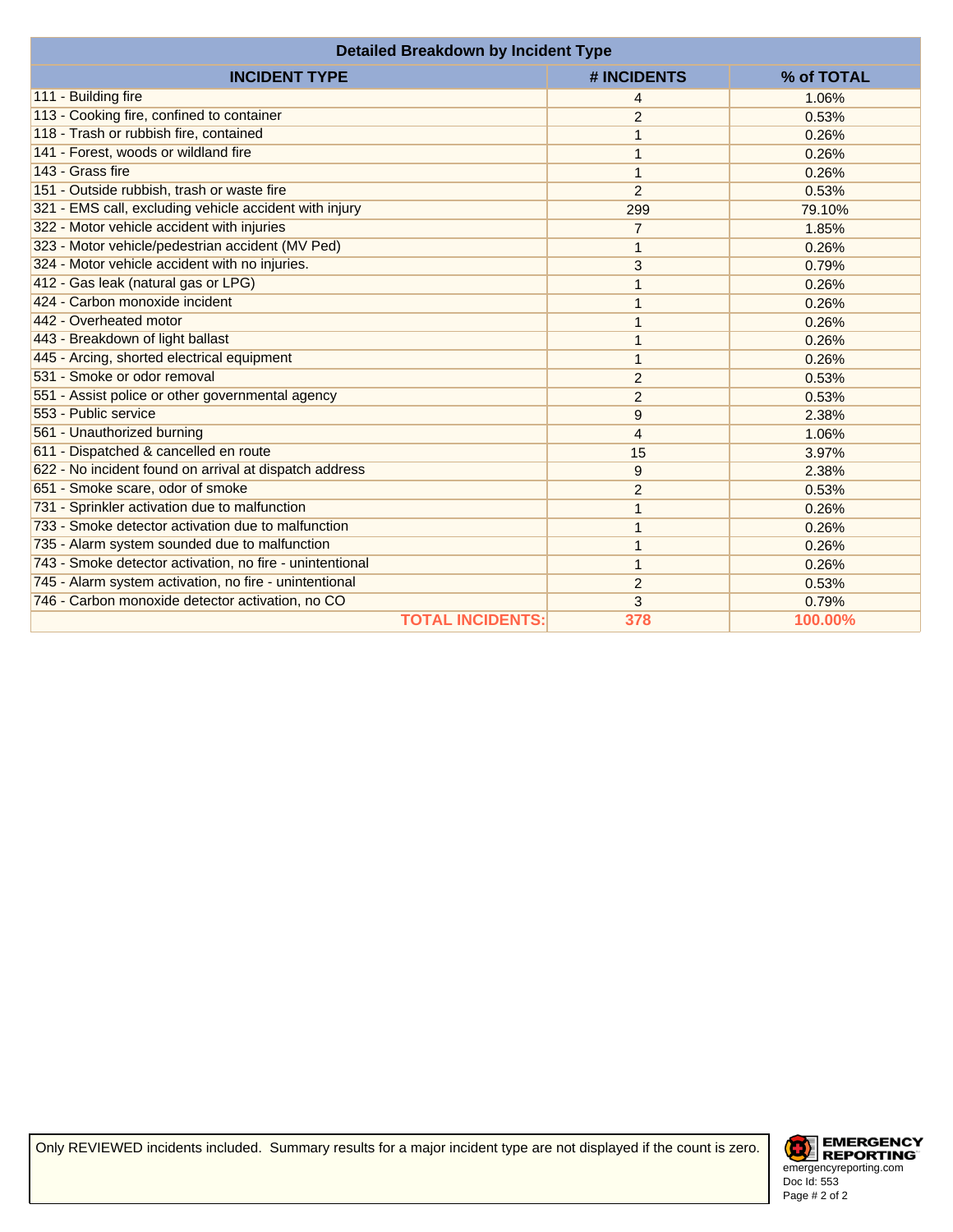| Detailed Breakdown by Incident Type | | |
|---|---|---|
| **INCIDENT TYPE** | **# INCIDENTS** | **% of TOTAL** |
| 111 - Building fire | 4 | 1.06% |
| 113 - Cooking fire, confined to container | 2 | 0.53% |
| 118 - Trash or rubbish fire, contained | 1 | 0.26% |
| 141 - Forest, woods or wildland fire | 1 | 0.26% |
| 143 - Grass fire | 1 | 0.26% |
| 151 - Outside rubbish, trash or waste fire | 2 | 0.53% |
| 321 - EMS call, excluding vehicle accident with injury | 299 | 79.10% |
| 322 - Motor vehicle accident with injuries | 7 | 1.85% |
| 323 - Motor vehicle/pedestrian accident (MV Ped) | 1 | 0.26% |
| 324 - Motor vehicle accident with no injuries. | 3 | 0.79% |
| 412 - Gas leak (natural gas or LPG) | 1 | 0.26% |
| 424 - Carbon monoxide incident | 1 | 0.26% |
| 442 - Overheated motor | 1 | 0.26% |
| 443 - Breakdown of light ballast | 1 | 0.26% |
| 445 - Arcing, shorted electrical equipment | 1 | 0.26% |
| 531 - Smoke or odor removal | 2 | 0.53% |
| 551 - Assist police or other governmental agency | 2 | 0.53% |
| 553 - Public service | 9 | 2.38% |
| 561 - Unauthorized burning | 4 | 1.06% |
| 611 - Dispatched & cancelled en route | 15 | 3.97% |
| 622 - No incident found on arrival at dispatch address | 9 | 2.38% |
| 651 - Smoke scare, odor of smoke | 2 | 0.53% |
| 731 - Sprinkler activation due to malfunction | 1 | 0.26% |
| 733 - Smoke detector activation due to malfunction | 1 | 0.26% |
| 735 - Alarm system sounded due to malfunction | 1 | 0.26% |
| 743 - Smoke detector activation, no fire - unintentional | 1 | 0.26% |
| 745 - Alarm system activation, no fire - unintentional | 2 | 0.53% |
| 746 - Carbon monoxide detector activation, no CO | 3 | 0.79% |
| **TOTAL INCIDENTS:** | **378** | **100.00%** |

Only REVIEWED incidents included. Summary results for a major incident type are not displayed if the count is zero.

EMERGENCY REPORTING
emergencyreporting.com
Doc Id: 553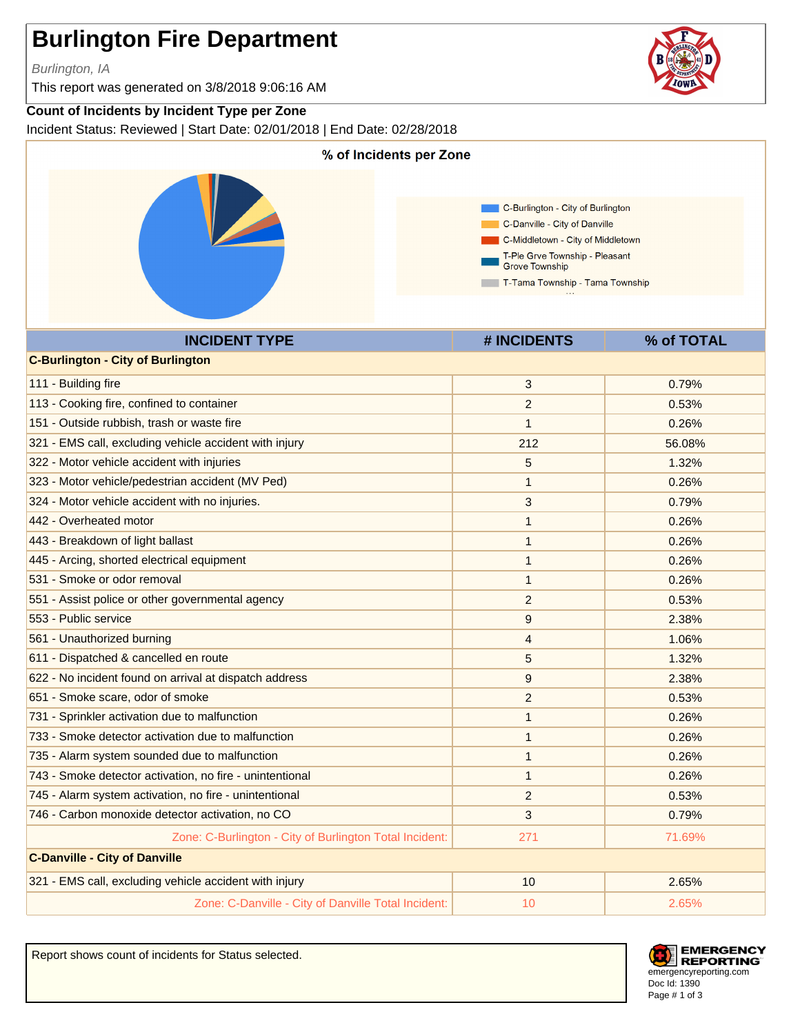# Burlington Fire Department

*Burlington, IA*

This report was generated on 3/8/2018 9:06:16 AM

**Count of Incidents by Incident Type per Zone**

Incident Status: Reviewed | Start Date: 02/01/2018 | End Date: 02/28/2018

**% of Incidents per Zone**

- C-Burlington - City of Burlington
- C-Danville - City of Danville
- C-Middletown - City of Middletown
- T-Ple Grve Township - Pleasant Grove Township
- T-Tama Township - Tama Township

| INCIDENT TYPE | # INCIDENTS | % of TOTAL |
|---|---|---|
| **C-Burlington - City of Burlington** | | |
| 111 - Building fire | 3 | 0.79% |
| 113 - Cooking fire, confined to container | 2 | 0.53% |
| 151 - Outside rubbish, trash or waste fire | 1 | 0.26% |
| 321 - EMS call, excluding vehicle accident with injury | 212 | 56.08% |
| 322 - Motor vehicle accident with injuries | 5 | 1.32% |
| 323 - Motor vehicle/pedestrian accident (MV Ped) | 1 | 0.26% |
| 324 - Motor vehicle accident with no injuries. | 3 | 0.79% |
| 442 - Overheated motor | 1 | 0.26% |
| 443 - Breakdown of light ballast | 1 | 0.26% |
| 445 - Arcing, shorted electrical equipment | 1 | 0.26% |
| 531 - Smoke or odor removal | 1 | 0.26% |
| 551 - Assist police or other governmental agency | 2 | 0.53% |
| 553 - Public service | 9 | 2.38% |
| 561 - Unauthorized burning | 4 | 1.06% |
| 611 - Dispatched & cancelled en route | 5 | 1.32% |
| 622 - No incident found on arrival at dispatch address | 9 | 2.38% |
| 651 - Smoke scare, odor of smoke | 2 | 0.53% |
| 731 - Sprinkler activation due to malfunction | 1 | 0.26% |
| 733 - Smoke detector activation due to malfunction | 1 | 0.26% |
| 735 - Alarm system sounded due to malfunction | 1 | 0.26% |
| 743 - Smoke detector activation, no fire - unintentional | 1 | 0.26% |
| 745 - Alarm system activation, no fire - unintentional | 2 | 0.53% |
| 746 - Carbon monoxide detector activation, no CO | 3 | 0.79% |
| Zone: C-Burlington - City of Burlington Total Incident: | 271 | 71.69% |
| **C-Danville - City of Danville** | | |
| 321 - EMS call, excluding vehicle accident with injury | 10 | 2.65% |
| Zone: C-Danville - City of Danville Total Incident: | 10 | 2.65% |

Report shows count of incidents for Status selected.

EMERGENCY REPORTING
emergencyreporting.com
Doc Id: 1390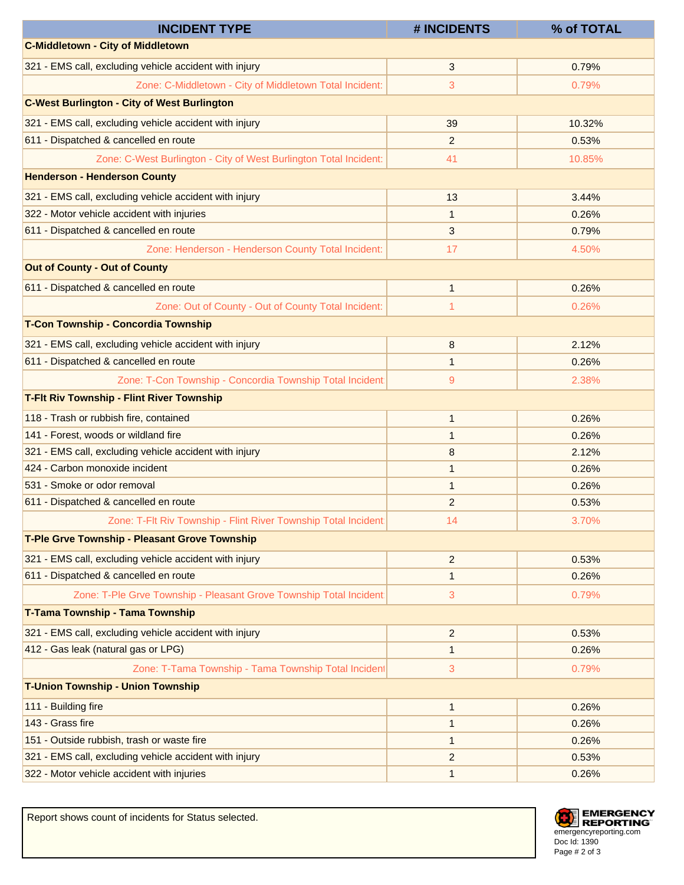| INCIDENT TYPE | # INCIDENTS | % of TOTAL |
|---|---|---|
| **C-Middletown - City of Middletown** | | |
| 321 - EMS call, excluding vehicle accident with injury | 3 | 0.79% |
| Zone: C-Middletown - City of Middletown Total Incident: | 3 | 0.79% |
| **C-West Burlington - City of West Burlington** | | |
| 321 - EMS call, excluding vehicle accident with injury | 39 | 10.32% |
| 611 - Dispatched & cancelled en route | 2 | 0.53% |
| Zone: C-West Burlington - City of West Burlington Total Incident: | 41 | 10.85% |
| **Henderson - Henderson County** | | |
| 321 - EMS call, excluding vehicle accident with injury | 13 | 3.44% |
| 322 - Motor vehicle accident with injuries | 1 | 0.26% |
| 611 - Dispatched & cancelled en route | 3 | 0.79% |
| Zone: Henderson - Henderson County Total Incident: | 17 | 4.50% |
| **Out of County - Out of County** | | |
| 611 - Dispatched & cancelled en route | 1 | 0.26% |
| Zone: Out of County - Out of County Total Incident: | 1 | 0.26% |
| **T-Con Township - Concordia Township** | | |
| 321 - EMS call, excluding vehicle accident with injury | 8 | 2.12% |
| 611 - Dispatched & cancelled en route | 1 | 0.26% |
| Zone: T-Con Township - Concordia Township Total Incident | 9 | 2.38% |
| **T-Flt Riv Township - Flint River Township** | | |
| 118 - Trash or rubbish fire, contained | 1 | 0.26% |
| 141 - Forest, woods or wildland fire | 1 | 0.26% |
| 321 - EMS call, excluding vehicle accident with injury | 8 | 2.12% |
| 424 - Carbon monoxide incident | 1 | 0.26% |
| 531 - Smoke or odor removal | 1 | 0.26% |
| 611 - Dispatched & cancelled en route | 2 | 0.53% |
| Zone: T-Flt Riv Township - Flint River Township Total Incident | 14 | 3.70% |
| **T-Ple Grve Township - Pleasant Grove Township** | | |
| 321 - EMS call, excluding vehicle accident with injury | 2 | 0.53% |
| 611 - Dispatched & cancelled en route | 1 | 0.26% |
| Zone: T-Ple Grve Township - Pleasant Grove Township Total Incident | 3 | 0.79% |
| **T-Tama Township - Tama Township** | | |
| 321 - EMS call, excluding vehicle accident with injury | 2 | 0.53% |
| 412 - Gas leak (natural gas or LPG) | 1 | 0.26% |
| Zone: T-Tama Township - Tama Township Total Incident | 3 | 0.79% |
| **T-Union Township - Union Township** | | |
| 111 - Building fire | 1 | 0.26% |
| 143 - Grass fire | 1 | 0.26% |
| 151 - Outside rubbish, trash or waste fire | 1 | 0.26% |
| 321 - EMS call, excluding vehicle accident with injury | 2 | 0.53% |
| 322 - Motor vehicle accident with injuries | 1 | 0.26% |

Report shows count of incidents for Status selected.

EMERGENCY REPORTING
emergencyreporting.com
Doc Id: 1390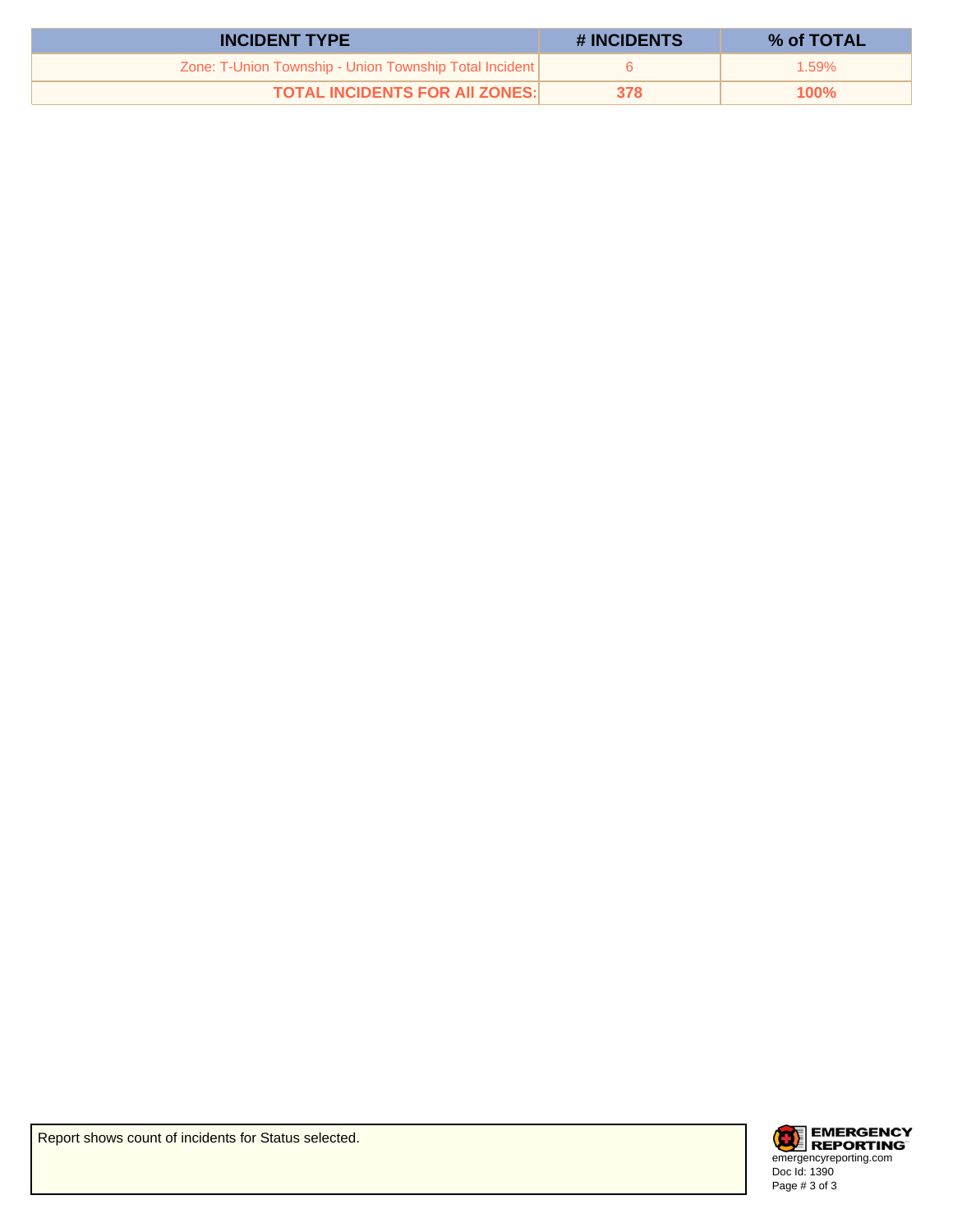| INCIDENT TYPE | # INCIDENTS | % of TOTAL |
|---|---|---|
| Zone: T-Union Township - Union Township Total Incident | 6 | 1.59% |
| **TOTAL INCIDENTS FOR All ZONES:** | **378** | **100%** |

Report shows count of incidents for Status selected.

EMERGENCY REPORTING
emergencyreporting.com
Doc Id: 1390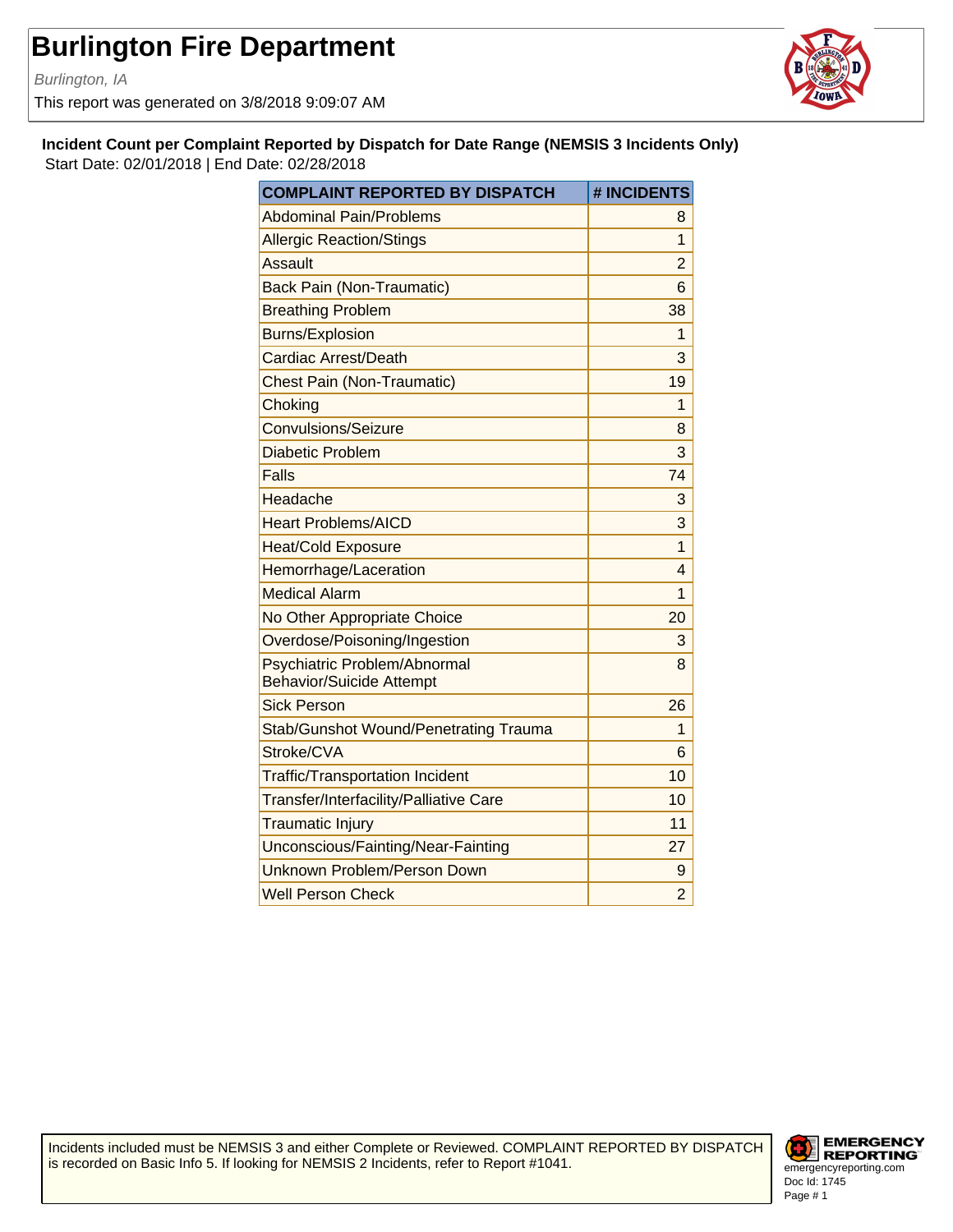# Burlington Fire Department

*Burlington, IA*

This report was generated on 3/8/2018 9:09:07 AM

**Incident Count per Complaint Reported by Dispatch for Date Range (NEMSIS 3 Incidents Only)**

Start Date: 02/01/2018 | End Date: 02/28/2018

| COMPLAINT REPORTED BY DISPATCH | # INCIDENTS |
|---|---|
| Abdominal Pain/Problems | 8 |
| Allergic Reaction/Stings | 1 |
| Assault | 2 |
| Back Pain (Non-Traumatic) | 6 |
| Breathing Problem | 38 |
| Burns/Explosion | 1 |
| Cardiac Arrest/Death | 3 |
| Chest Pain (Non-Traumatic) | 19 |
| Choking | 1 |
| Convulsions/Seizure | 8 |
| Diabetic Problem | 3 |
| Falls | 74 |
| Headache | 3 |
| Heart Problems/AICD | 3 |
| Heat/Cold Exposure | 1 |
| Hemorrhage/Laceration | 4 |
| Medical Alarm | 1 |
| No Other Appropriate Choice | 20 |
| Overdose/Poisoning/Ingestion | 3 |
| Psychiatric Problem/Abnormal Behavior/Suicide Attempt | 8 |
| Sick Person | 26 |
| Stab/Gunshot Wound/Penetrating Trauma | 1 |
| Stroke/CVA | 6 |
| Traffic/Transportation Incident | 10 |
| Transfer/Interfacility/Palliative Care | 10 |
| Traumatic Injury | 11 |
| Unconscious/Fainting/Near-Fainting | 27 |
| Unknown Problem/Person Down | 9 |
| Well Person Check | 2 |

Incidents included must be NEMSIS 3 and either Complete or Reviewed. COMPLAINT REPORTED BY DISPATCH is recorded on Basic Info 5. If looking for NEMSIS 2 Incidents, refer to Report #1041.

EMERGENCY REPORTING
emergencyreporting.com
Doc Id: 1745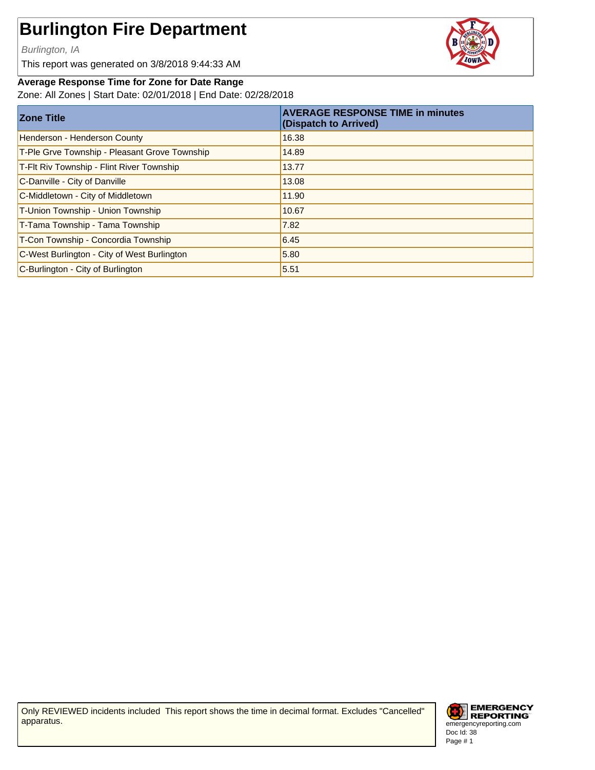# Burlington Fire Department

*Burlington, IA*

This report was generated on 3/8/2018 9:44:33 AM

**Average Response Time for Zone for Date Range**

Zone: All Zones | Start Date: 02/01/2018 | End Date: 02/28/2018

| Zone Title | AVERAGE RESPONSE TIME in minutes (Dispatch to Arrived) |
|---|---|
| Henderson - Henderson County | 16.38 |
| T-Ple Grve Township - Pleasant Grove Township | 14.89 |
| T-Flt Riv Township - Flint River Township | 13.77 |
| C-Danville - City of Danville | 13.08 |
| C-Middletown - City of Middletown | 11.90 |
| T-Union Township - Union Township | 10.67 |
| T-Tama Township - Tama Township | 7.82 |
| T-Con Township - Concordia Township | 6.45 |
| C-West Burlington - City of West Burlington | 5.80 |
| C-Burlington - City of Burlington | 5.51 |

Only REVIEWED incidents included This report shows the time in decimal format. Excludes "Cancelled" apparatus.

EMERGENCY REPORTING
emergencyreporting.com
Doc Id: 38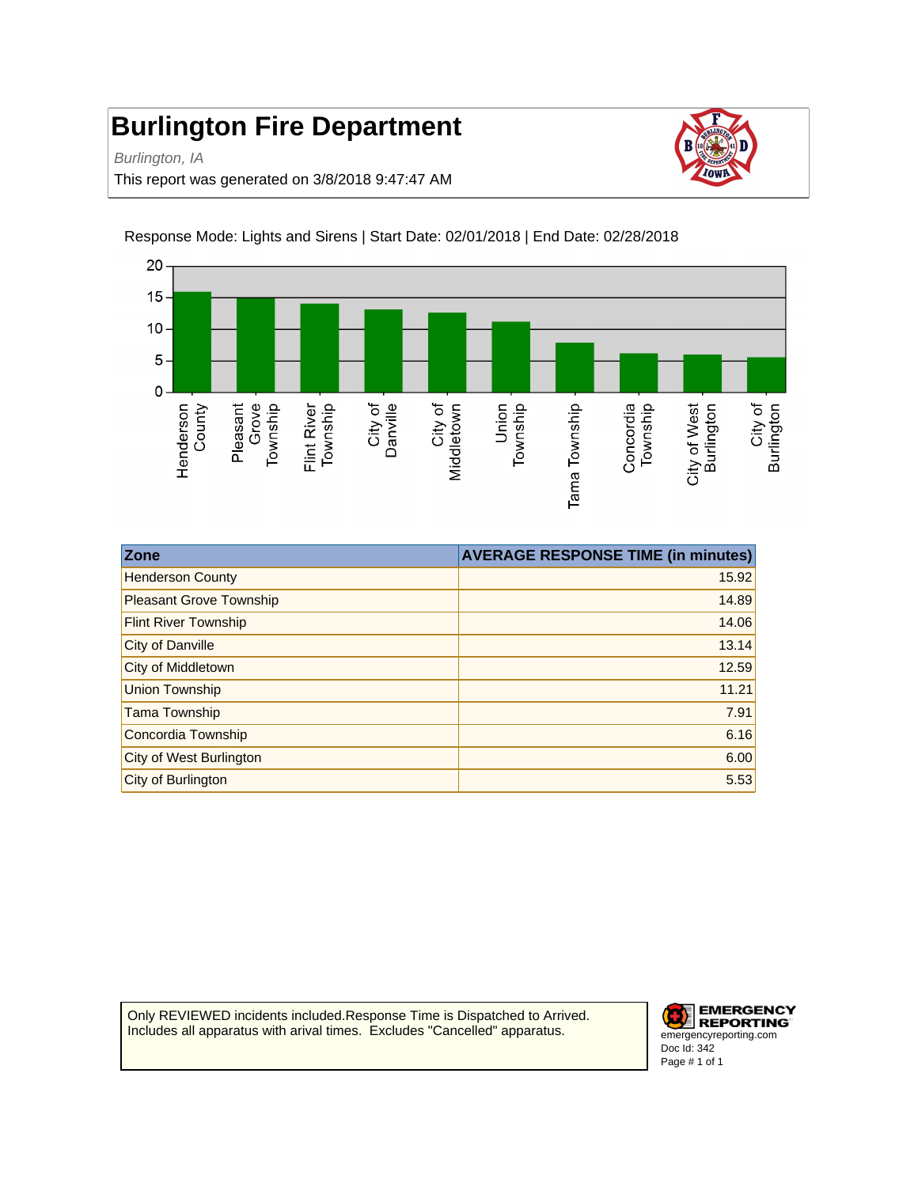# Burlington Fire Department

*Burlington, IA*

This report was generated on 3/8/2018 9:47:47 AM

Response Mode: Lights and Sirens | Start Date: 02/01/2018 | End Date: 02/28/2018

20
15
10
5
0

Henderson County
Pleasant Grove Township
Flint River Township
City of Danville
City of Middletown
Union Township
Tama Township
Concordia Township
City of West Burlington
City of Burlington

| Zone | AVERAGE RESPONSE TIME (in minutes) |
|---|---|
| Henderson County | 15.92 |
| Pleasant Grove Township | 14.89 |
| Flint River Township | 14.06 |
| City of Danville | 13.14 |
| City of Middletown | 12.59 |
| Union Township | 11.21 |
| Tama Township | 7.91 |
| Concordia Township | 6.16 |
| City of West Burlington | 6.00 |
| City of Burlington | 5.53 |

Only REVIEWED incidents included.Response Time is Dispatched to Arrived. Includes all apparatus with arival times. Excludes "Cancelled" apparatus.

EMERGENCY REPORTING
emergencyreporting.com
Doc Id: 342